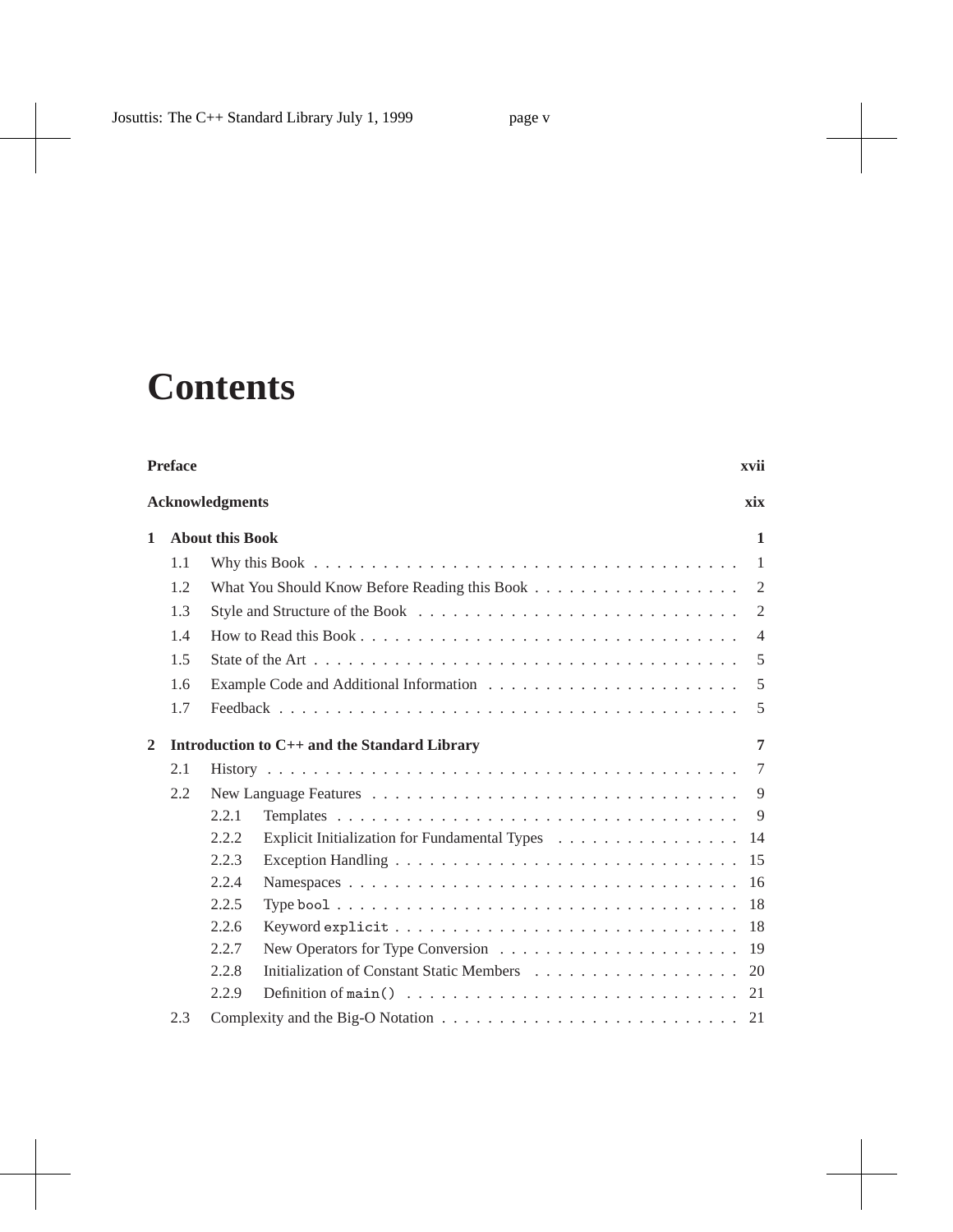# Contents

**Preface** **xvii**

**Acknowledgments** **xix**

**1 About this Book** **1**

- 1.1 Why this Book . . . 1
- 1.2 What You Should Know Before Reading this Book . . . 2
- 1.3 Style and Structure of the Book . . . 2
- 1.4 How to Read this Book . . . 4
- 1.5 State of the Art . . . 5
- 1.6 Example Code and Additional Information . . . 5
- 1.7 Feedback . . . 5

**2 Introduction to C++ and the Standard Library** **7**

- 2.1 History . . . 7
- 2.2 New Language Features . . . 9
  - 2.2.1 Templates . . . 9
  - 2.2.2 Explicit Initialization for Fundamental Types . . . 14
  - 2.2.3 Exception Handling . . . 15
  - 2.2.4 Namespaces . . . 16
  - 2.2.5 Type `bool` . . . 18
  - 2.2.6 Keyword `explicit` . . . 18
  - 2.2.7 New Operators for Type Conversion . . . 19
  - 2.2.8 Initialization of Constant Static Members . . . 20
  - 2.2.9 Definition of `main()` . . . 21
- 2.3 Complexity and the Big-O Notation . . . 21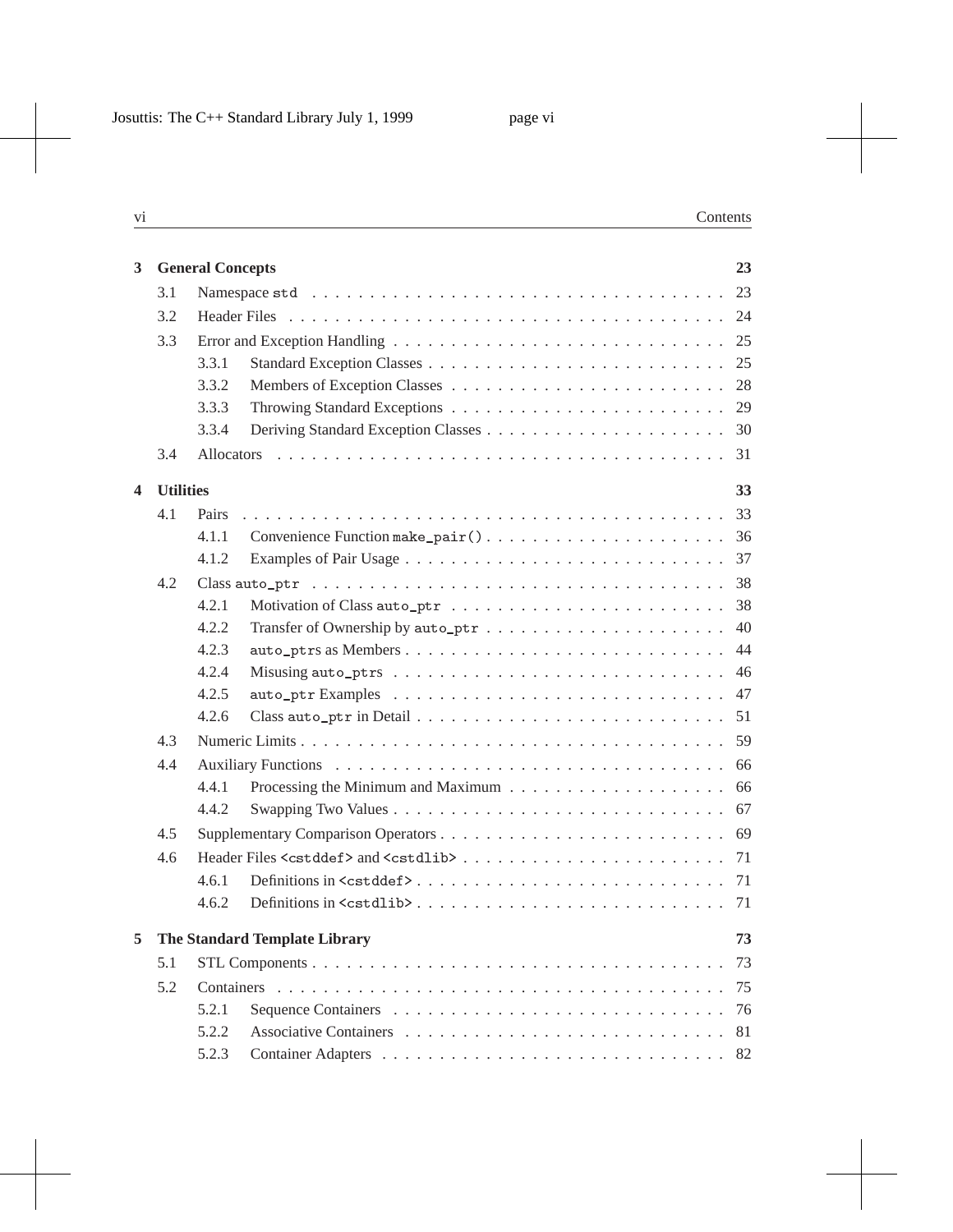| | | | |
|---|---|---|---|
| **3** | **General Concepts** | | **23** |
| | 3.1 | Namespace `std` | 23 |
| | 3.2 | Header Files | 24 |
| | 3.3 | Error and Exception Handling | 25 |
| | | 3.3.1 Standard Exception Classes | 25 |
| | | 3.3.2 Members of Exception Classes | 28 |
| | | 3.3.3 Throwing Standard Exceptions | 29 |
| | | 3.3.4 Deriving Standard Exception Classes | 30 |
| | 3.4 | Allocators | 31 |
| **4** | **Utilities** | | **33** |
| | 4.1 | Pairs | 33 |
| | | 4.1.1 Convenience Function `make_pair()` | 36 |
| | | 4.1.2 Examples of Pair Usage | 37 |
| | 4.2 | Class `auto_ptr` | 38 |
| | | 4.2.1 Motivation of Class `auto_ptr` | 38 |
| | | 4.2.2 Transfer of Ownership by `auto_ptr` | 40 |
| | | 4.2.3 `auto_ptr`s as Members | 44 |
| | | 4.2.4 Misusing `auto_ptr`s | 46 |
| | | 4.2.5 `auto_ptr` Examples | 47 |
| | | 4.2.6 Class `auto_ptr` in Detail | 51 |
| | 4.3 | Numeric Limits | 59 |
| | 4.4 | Auxiliary Functions | 66 |
| | | 4.4.1 Processing the Minimum and Maximum | 66 |
| | | 4.4.2 Swapping Two Values | 67 |
| | 4.5 | Supplementary Comparison Operators | 69 |
| | 4.6 | Header Files `<cstddef>` and `<cstdlib>` | 71 |
| | | 4.6.1 Definitions in `<cstddef>` | 71 |
| | | 4.6.2 Definitions in `<cstdlib>` | 71 |
| **5** | **The Standard Template Library** | | **73** |
| | 5.1 | STL Components | 73 |
| | 5.2 | Containers | 75 |
| | | 5.2.1 Sequence Containers | 76 |
| | | 5.2.2 Associative Containers | 81 |
| | | 5.2.3 Container Adapters | 82 |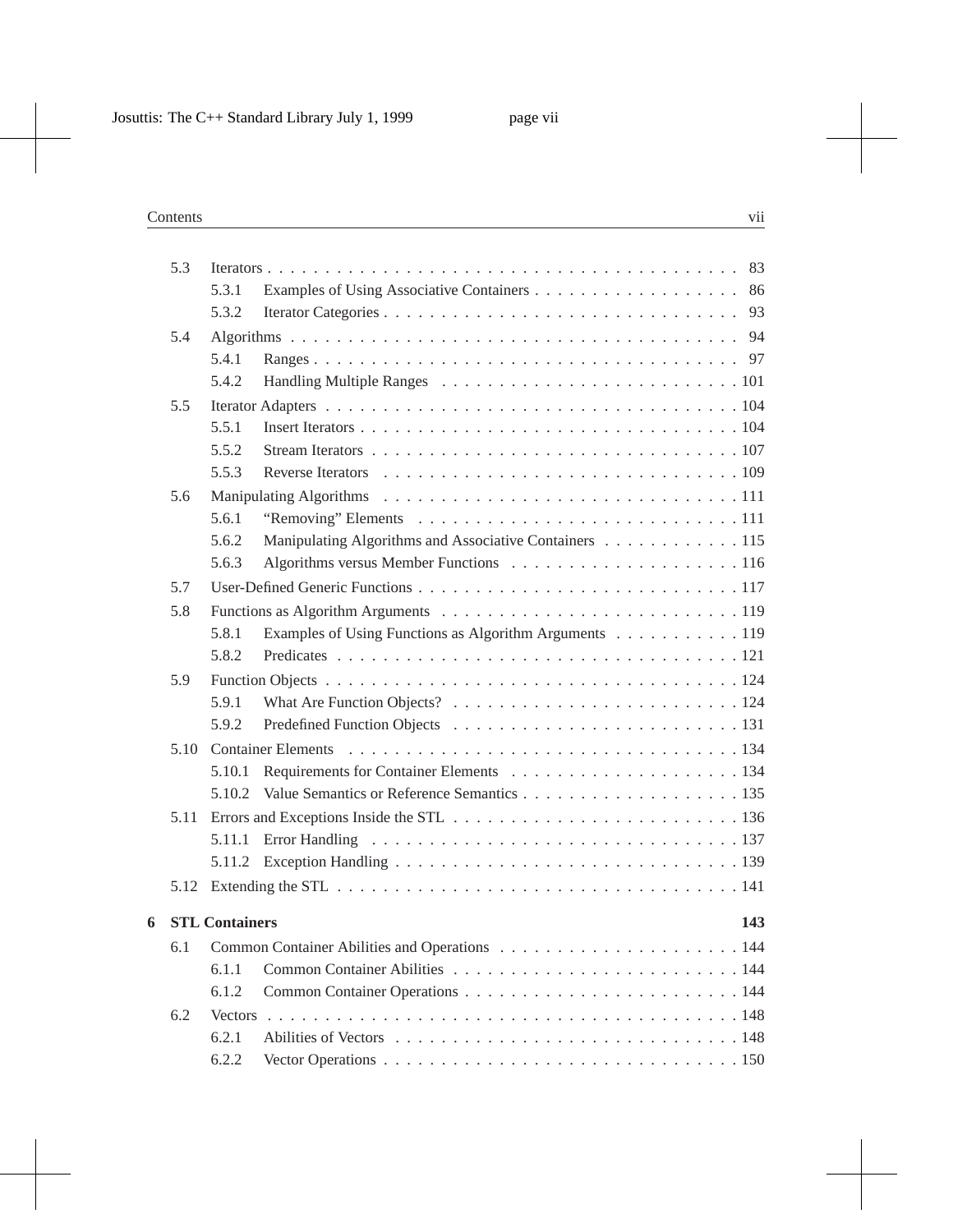5.3 Iterators . . . 83
   - 5.3.1 Examples of Using Associative Containers . . . 86
   - 5.3.2 Iterator Categories . . . 93

5.4 Algorithms . . . 94
   - 5.4.1 Ranges . . . 97
   - 5.4.2 Handling Multiple Ranges . . . 101

5.5 Iterator Adapters . . . 104
   - 5.5.1 Insert Iterators . . . 104
   - 5.5.2 Stream Iterators . . . 107
   - 5.5.3 Reverse Iterators . . . 109

5.6 Manipulating Algorithms . . . 111
   - 5.6.1 "Removing" Elements . . . 111
   - 5.6.2 Manipulating Algorithms and Associative Containers . . . 115
   - 5.6.3 Algorithms versus Member Functions . . . 116

5.7 User-Defined Generic Functions . . . 117

5.8 Functions as Algorithm Arguments . . . 119
   - 5.8.1 Examples of Using Functions as Algorithm Arguments . . . 119
   - 5.8.2 Predicates . . . 121

5.9 Function Objects . . . 124
   - 5.9.1 What Are Function Objects? . . . 124
   - 5.9.2 Predefined Function Objects . . . 131

5.10 Container Elements . . . 134
   - 5.10.1 Requirements for Container Elements . . . 134
   - 5.10.2 Value Semantics or Reference Semantics . . . 135

5.11 Errors and Exceptions Inside the STL . . . 136
   - 5.11.1 Error Handling . . . 137
   - 5.11.2 Exception Handling . . . 139

5.12 Extending the STL . . . 141

**6 STL Containers . . . 143**

6.1 Common Container Abilities and Operations . . . 144
   - 6.1.1 Common Container Abilities . . . 144
   - 6.1.2 Common Container Operations . . . 144

6.2 Vectors . . . 148
   - 6.2.1 Abilities of Vectors . . . 148
   - 6.2.2 Vector Operations . . . 150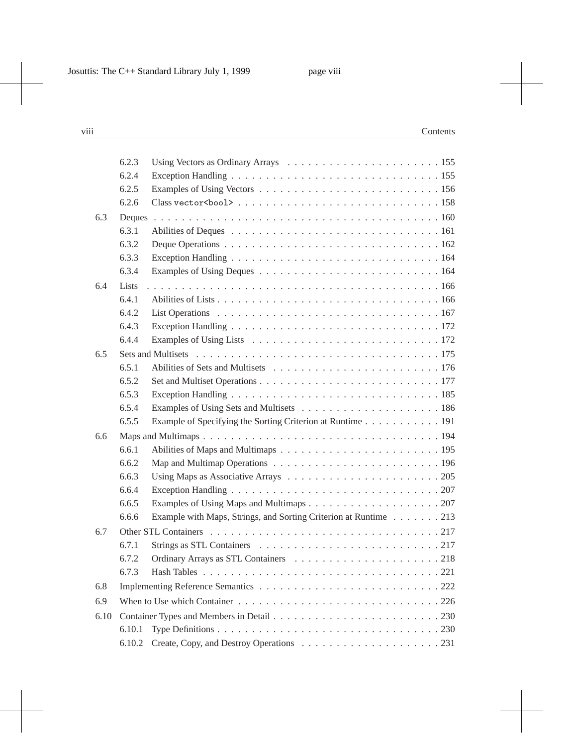| | | | |
|---|---|---|---|
| | 6.2.3 | Using Vectors as Ordinary Arrays | 155 |
| | 6.2.4 | Exception Handling | 155 |
| | 6.2.5 | Examples of Using Vectors | 156 |
| | 6.2.6 | Class `vector<bool>` | 158 |
| 6.3 | Deques | | 160 |
| | 6.3.1 | Abilities of Deques | 161 |
| | 6.3.2 | Deque Operations | 162 |
| | 6.3.3 | Exception Handling | 164 |
| | 6.3.4 | Examples of Using Deques | 164 |
| 6.4 | Lists | | 166 |
| | 6.4.1 | Abilities of Lists | 166 |
| | 6.4.2 | List Operations | 167 |
| | 6.4.3 | Exception Handling | 172 |
| | 6.4.4 | Examples of Using Lists | 172 |
| 6.5 | Sets and Multisets | | 175 |
| | 6.5.1 | Abilities of Sets and Multisets | 176 |
| | 6.5.2 | Set and Multiset Operations | 177 |
| | 6.5.3 | Exception Handling | 185 |
| | 6.5.4 | Examples of Using Sets and Multisets | 186 |
| | 6.5.5 | Example of Specifying the Sorting Criterion at Runtime | 191 |
| 6.6 | Maps and Multimaps | | 194 |
| | 6.6.1 | Abilities of Maps and Multimaps | 195 |
| | 6.6.2 | Map and Multimap Operations | 196 |
| | 6.6.3 | Using Maps as Associative Arrays | 205 |
| | 6.6.4 | Exception Handling | 207 |
| | 6.6.5 | Examples of Using Maps and Multimaps | 207 |
| | 6.6.6 | Example with Maps, Strings, and Sorting Criterion at Runtime | 213 |
| 6.7 | Other STL Containers | | 217 |
| | 6.7.1 | Strings as STL Containers | 217 |
| | 6.7.2 | Ordinary Arrays as STL Containers | 218 |
| | 6.7.3 | Hash Tables | 221 |
| 6.8 | Implementing Reference Semantics | | 222 |
| 6.9 | When to Use which Container | | 226 |
| 6.10 | Container Types and Members in Detail | | 230 |
| | 6.10.1 | Type Definitions | 230 |
| | 6.10.2 | Create, Copy, and Destroy Operations | 231 |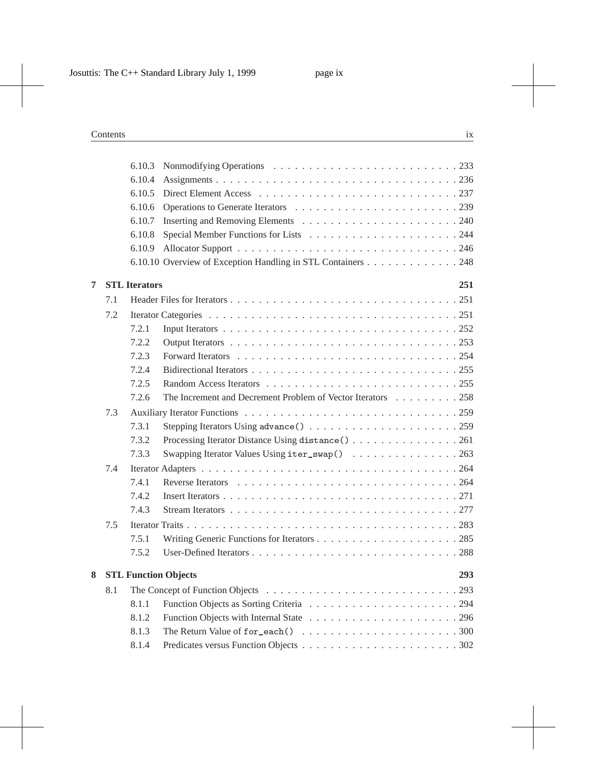| | | | |
|---|---|---|---|
| | 6.10.3 | Nonmodifying Operations | 233 |
| | 6.10.4 | Assignments | 236 |
| | 6.10.5 | Direct Element Access | 237 |
| | 6.10.6 | Operations to Generate Iterators | 239 |
| | 6.10.7 | Inserting and Removing Elements | 240 |
| | 6.10.8 | Special Member Functions for Lists | 244 |
| | 6.10.9 | Allocator Support | 246 |
| | 6.10.10 | Overview of Exception Handling in STL Containers | 248 |
| **7** | **STL Iterators** | | **251** |
| 7.1 | Header Files for Iterators | | 251 |
| 7.2 | Iterator Categories | | 251 |
| | 7.2.1 | Input Iterators | 252 |
| | 7.2.2 | Output Iterators | 253 |
| | 7.2.3 | Forward Iterators | 254 |
| | 7.2.4 | Bidirectional Iterators | 255 |
| | 7.2.5 | Random Access Iterators | 255 |
| | 7.2.6 | The Increment and Decrement Problem of Vector Iterators | 258 |
| 7.3 | Auxiliary Iterator Functions | | 259 |
| | 7.3.1 | Stepping Iterators Using `advance()` | 259 |
| | 7.3.2 | Processing Iterator Distance Using `distance()` | 261 |
| | 7.3.3 | Swapping Iterator Values Using `iter_swap()` | 263 |
| 7.4 | Iterator Adapters | | 264 |
| | 7.4.1 | Reverse Iterators | 264 |
| | 7.4.2 | Insert Iterators | 271 |
| | 7.4.3 | Stream Iterators | 277 |
| 7.5 | Iterator Traits | | 283 |
| | 7.5.1 | Writing Generic Functions for Iterators | 285 |
| | 7.5.2 | User-Defined Iterators | 288 |
| **8** | **STL Function Objects** | | **293** |
| 8.1 | The Concept of Function Objects | | 293 |
| | 8.1.1 | Function Objects as Sorting Criteria | 294 |
| | 8.1.2 | Function Objects with Internal State | 296 |
| | 8.1.3 | The Return Value of `for_each()` | 300 |
| | 8.1.4 | Predicates versus Function Objects | 302 |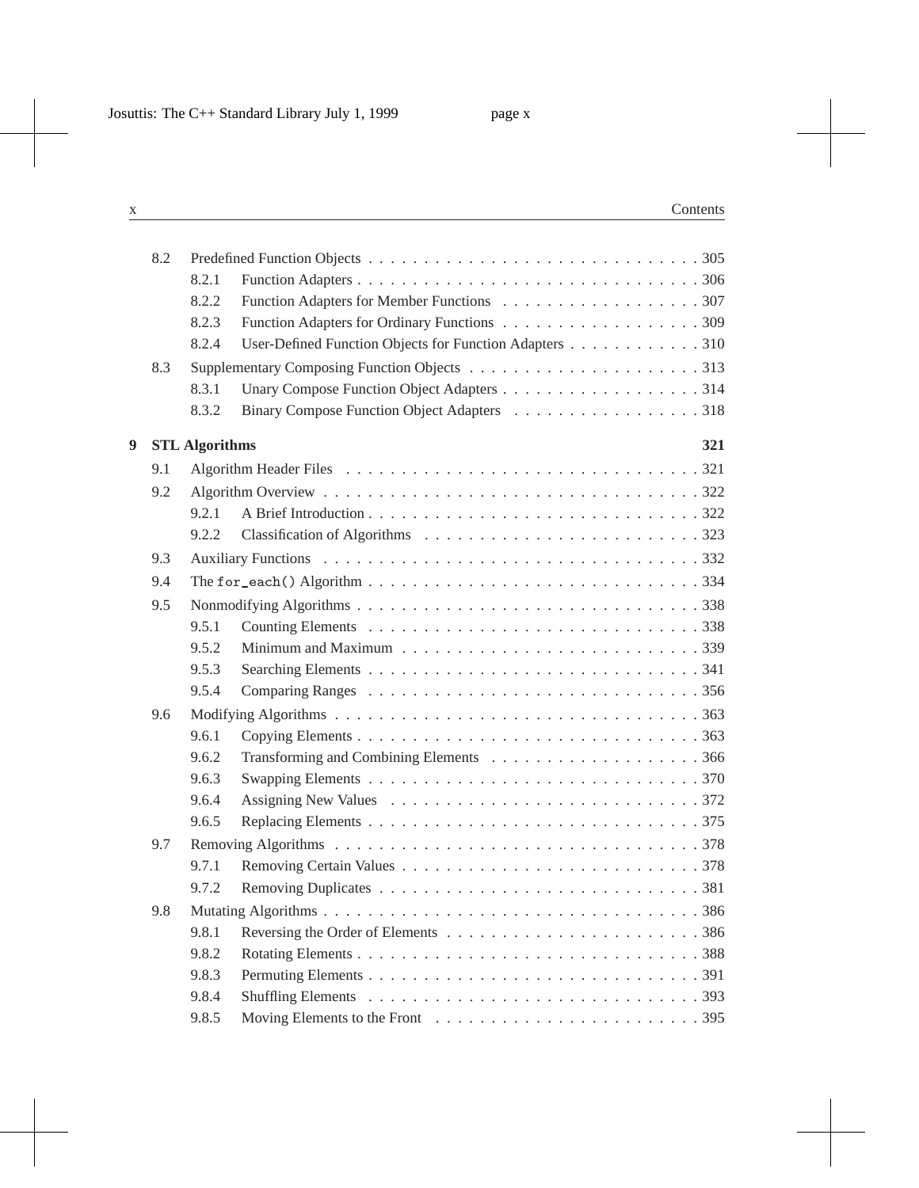| | | | |
|---|---|---|---|
| 8.2 | | Predefined Function Objects | 305 |
| | 8.2.1 | Function Adapters | 306 |
| | 8.2.2 | Function Adapters for Member Functions | 307 |
| | 8.2.3 | Function Adapters for Ordinary Functions | 309 |
| | 8.2.4 | User-Defined Function Objects for Function Adapters | 310 |
| 8.3 | | Supplementary Composing Function Objects | 313 |
| | 8.3.1 | Unary Compose Function Object Adapters | 314 |
| | 8.3.2 | Binary Compose Function Object Adapters | 318 |

**9 STL Algorithms** **321**

| | | | |
|---|---|---|---|
| 9.1 | | Algorithm Header Files | 321 |
| 9.2 | | Algorithm Overview | 322 |
| | 9.2.1 | A Brief Introduction | 322 |
| | 9.2.2 | Classification of Algorithms | 323 |
| 9.3 | | Auxiliary Functions | 332 |
| 9.4 | | The `for_each()` Algorithm | 334 |
| 9.5 | | Nonmodifying Algorithms | 338 |
| | 9.5.1 | Counting Elements | 338 |
| | 9.5.2 | Minimum and Maximum | 339 |
| | 9.5.3 | Searching Elements | 341 |
| | 9.5.4 | Comparing Ranges | 356 |
| 9.6 | | Modifying Algorithms | 363 |
| | 9.6.1 | Copying Elements | 363 |
| | 9.6.2 | Transforming and Combining Elements | 366 |
| | 9.6.3 | Swapping Elements | 370 |
| | 9.6.4 | Assigning New Values | 372 |
| | 9.6.5 | Replacing Elements | 375 |
| 9.7 | | Removing Algorithms | 378 |
| | 9.7.1 | Removing Certain Values | 378 |
| | 9.7.2 | Removing Duplicates | 381 |
| 9.8 | | Mutating Algorithms | 386 |
| | 9.8.1 | Reversing the Order of Elements | 386 |
| | 9.8.2 | Rotating Elements | 388 |
| | 9.8.3 | Permuting Elements | 391 |
| | 9.8.4 | Shuffling Elements | 393 |
| | 9.8.5 | Moving Elements to the Front | 395 |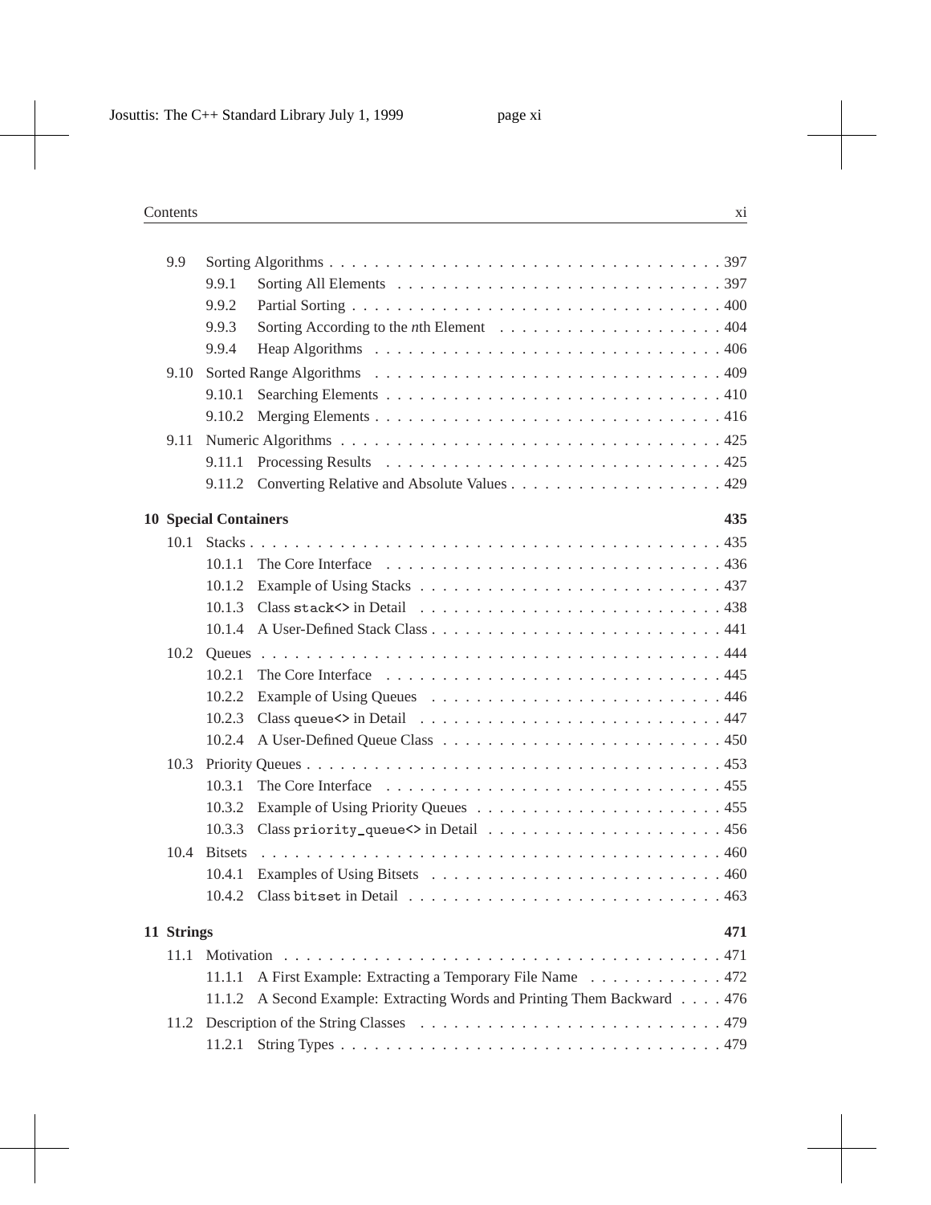9.9 Sorting Algorithms . . . . . . . . . . . . . . . . . . . . . . . . . . . . . . . . . . 397
- 9.9.1 Sorting All Elements . . . . . . . . . . . . . . . . . . . . . . . . . . . . 397
- 9.9.2 Partial Sorting . . . . . . . . . . . . . . . . . . . . . . . . . . . . . . . . 400
- 9.9.3 Sorting According to the *n*th Element . . . . . . . . . . . . . . . . . . . 404
- 9.9.4 Heap Algorithms . . . . . . . . . . . . . . . . . . . . . . . . . . . . . . 406

9.10 Sorted Range Algorithms . . . . . . . . . . . . . . . . . . . . . . . . . . . . . 409
- 9.10.1 Searching Elements . . . . . . . . . . . . . . . . . . . . . . . . . . . . . 410
- 9.10.2 Merging Elements . . . . . . . . . . . . . . . . . . . . . . . . . . . . . . 416

9.11 Numeric Algorithms . . . . . . . . . . . . . . . . . . . . . . . . . . . . . . . . 425
- 9.11.1 Processing Results . . . . . . . . . . . . . . . . . . . . . . . . . . . . . 425
- 9.11.2 Converting Relative and Absolute Values . . . . . . . . . . . . . . . . . . 429

**10 Special Containers** **435**

10.1 Stacks . . . . . . . . . . . . . . . . . . . . . . . . . . . . . . . . . . . . . . . . 435
- 10.1.1 The Core Interface . . . . . . . . . . . . . . . . . . . . . . . . . . . . . 436
- 10.1.2 Example of Using Stacks . . . . . . . . . . . . . . . . . . . . . . . . . . 437
- 10.1.3 Class `stack<>` in Detail . . . . . . . . . . . . . . . . . . . . . . . . . . 438
- 10.1.4 A User-Defined Stack Class . . . . . . . . . . . . . . . . . . . . . . . . . 441

10.2 Queues . . . . . . . . . . . . . . . . . . . . . . . . . . . . . . . . . . . . . . . . 444
- 10.2.1 The Core Interface . . . . . . . . . . . . . . . . . . . . . . . . . . . . . 445
- 10.2.2 Example of Using Queues . . . . . . . . . . . . . . . . . . . . . . . . . . 446
- 10.2.3 Class `queue<>` in Detail . . . . . . . . . . . . . . . . . . . . . . . . . . 447
- 10.2.4 A User-Defined Queue Class . . . . . . . . . . . . . . . . . . . . . . . . . 450

10.3 Priority Queues . . . . . . . . . . . . . . . . . . . . . . . . . . . . . . . . . . . 453
- 10.3.1 The Core Interface . . . . . . . . . . . . . . . . . . . . . . . . . . . . . 455
- 10.3.2 Example of Using Priority Queues . . . . . . . . . . . . . . . . . . . . . . 455
- 10.3.3 Class `priority_queue<>` in Detail . . . . . . . . . . . . . . . . . . . . . 456

10.4 Bitsets . . . . . . . . . . . . . . . . . . . . . . . . . . . . . . . . . . . . . . . 460
- 10.4.1 Examples of Using Bitsets . . . . . . . . . . . . . . . . . . . . . . . . . 460
- 10.4.2 Class `bitset` in Detail . . . . . . . . . . . . . . . . . . . . . . . . . . . 463

**11 Strings** **471**

11.1 Motivation . . . . . . . . . . . . . . . . . . . . . . . . . . . . . . . . . . . . . 471
- 11.1.1 A First Example: Extracting a Temporary File Name . . . . . . . . . . . . 472
- 11.1.2 A Second Example: Extracting Words and Printing Them Backward . . . . 476

11.2 Description of the String Classes . . . . . . . . . . . . . . . . . . . . . . . . . 479
- 11.2.1 String Types . . . . . . . . . . . . . . . . . . . . . . . . . . . . . . . . . 479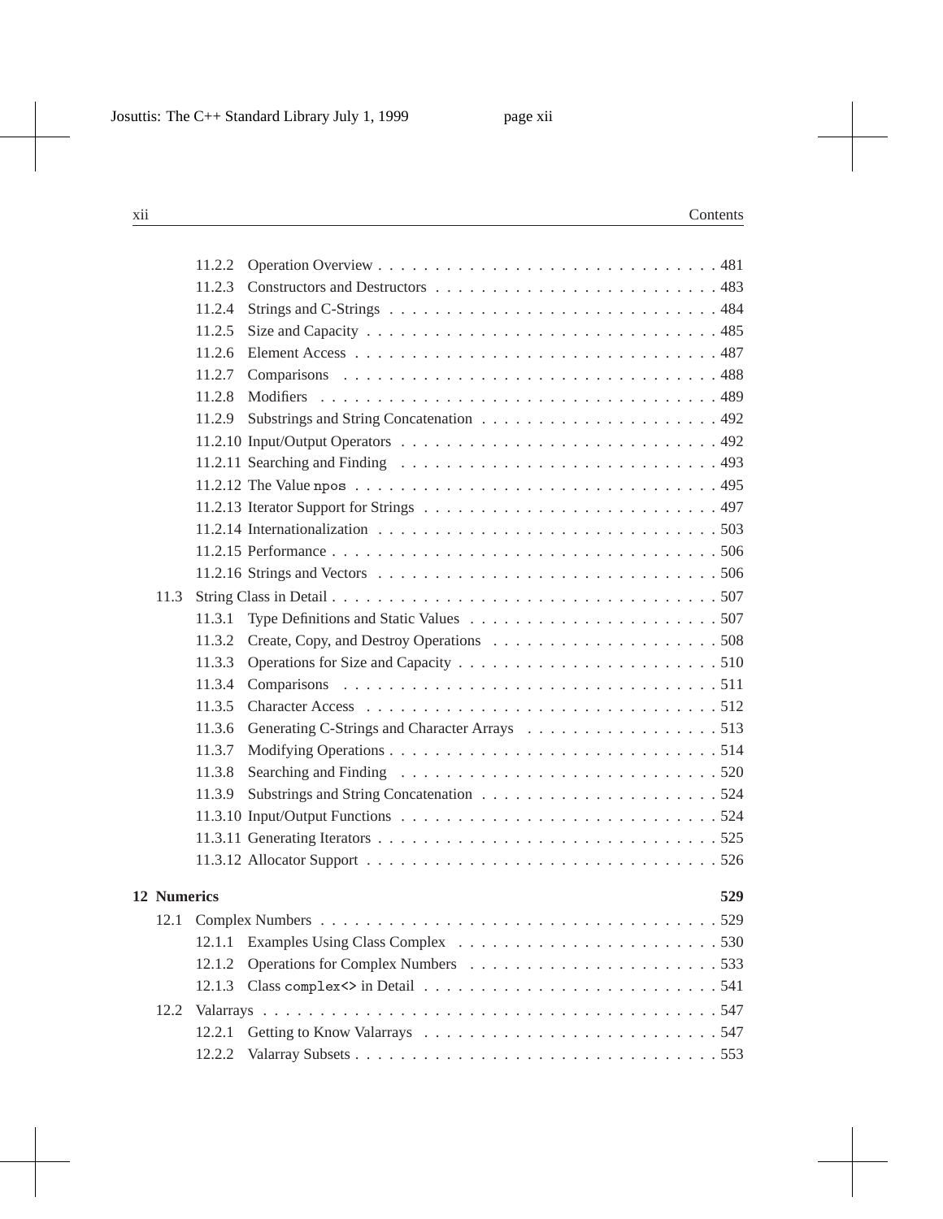11.2.2 Operation Overview . . . . . . . . . . . . . . . . . . . . . . . . . . . . . 481
11.2.3 Constructors and Destructors . . . . . . . . . . . . . . . . . . . . . . . . 483
11.2.4 Strings and C-Strings . . . . . . . . . . . . . . . . . . . . . . . . . . . . 484
11.2.5 Size and Capacity . . . . . . . . . . . . . . . . . . . . . . . . . . . . . . 485
11.2.6 Element Access . . . . . . . . . . . . . . . . . . . . . . . . . . . . . . . 487
11.2.7 Comparisons . . . . . . . . . . . . . . . . . . . . . . . . . . . . . . . . 488
11.2.8 Modifiers . . . . . . . . . . . . . . . . . . . . . . . . . . . . . . . . . . 489
11.2.9 Substrings and String Concatenation . . . . . . . . . . . . . . . . . . . . 492
11.2.10 Input/Output Operators . . . . . . . . . . . . . . . . . . . . . . . . . . . 492
11.2.11 Searching and Finding . . . . . . . . . . . . . . . . . . . . . . . . . . . 493
11.2.12 The Value `npos` . . . . . . . . . . . . . . . . . . . . . . . . . . . . . . 495
11.2.13 Iterator Support for Strings . . . . . . . . . . . . . . . . . . . . . . . . . 497
11.2.14 Internationalization . . . . . . . . . . . . . . . . . . . . . . . . . . . . . 503
11.2.15 Performance . . . . . . . . . . . . . . . . . . . . . . . . . . . . . . . . . 506
11.2.16 Strings and Vectors . . . . . . . . . . . . . . . . . . . . . . . . . . . . . 506

11.3 String Class in Detail . . . . . . . . . . . . . . . . . . . . . . . . . . . . . . . 507
11.3.1 Type Definitions and Static Values . . . . . . . . . . . . . . . . . . . . . 507
11.3.2 Create, Copy, and Destroy Operations . . . . . . . . . . . . . . . . . . . 508
11.3.3 Operations for Size and Capacity . . . . . . . . . . . . . . . . . . . . . . 510
11.3.4 Comparisons . . . . . . . . . . . . . . . . . . . . . . . . . . . . . . . . 511
11.3.5 Character Access . . . . . . . . . . . . . . . . . . . . . . . . . . . . . . 512
11.3.6 Generating C-Strings and Character Arrays . . . . . . . . . . . . . . . . 513
11.3.7 Modifying Operations . . . . . . . . . . . . . . . . . . . . . . . . . . . . 514
11.3.8 Searching and Finding . . . . . . . . . . . . . . . . . . . . . . . . . . . 520
11.3.9 Substrings and String Concatenation . . . . . . . . . . . . . . . . . . . . 524
11.3.10 Input/Output Functions . . . . . . . . . . . . . . . . . . . . . . . . . . . 524
11.3.11 Generating Iterators . . . . . . . . . . . . . . . . . . . . . . . . . . . . . 525
11.3.12 Allocator Support . . . . . . . . . . . . . . . . . . . . . . . . . . . . . . 526

**12 Numerics** **529**

12.1 Complex Numbers . . . . . . . . . . . . . . . . . . . . . . . . . . . . . . . . . 529
12.1.1 Examples Using Class Complex . . . . . . . . . . . . . . . . . . . . . . 530
12.1.2 Operations for Complex Numbers . . . . . . . . . . . . . . . . . . . . . 533
12.1.3 Class `complex<>` in Detail . . . . . . . . . . . . . . . . . . . . . . . . . 541

12.2 Valarrays . . . . . . . . . . . . . . . . . . . . . . . . . . . . . . . . . . . . . . 547
12.2.1 Getting to Know Valarrays . . . . . . . . . . . . . . . . . . . . . . . . . 547
12.2.2 Valarray Subsets . . . . . . . . . . . . . . . . . . . . . . . . . . . . . . . 553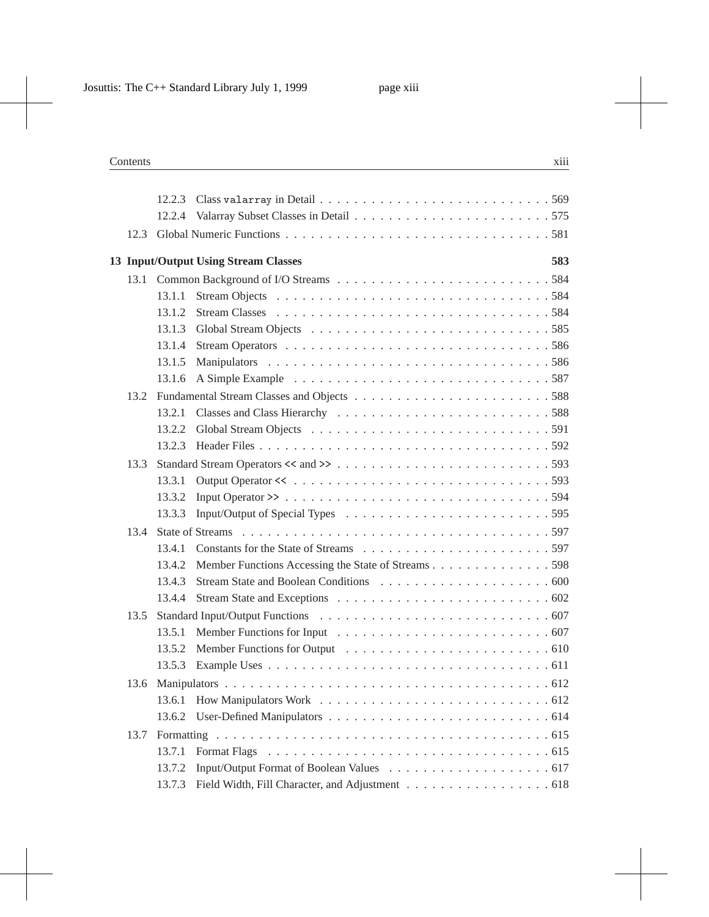12.2.3 Class `valarray` in Detail . . . . . 569
12.2.4 Valarray Subset Classes in Detail . . . . . 575
12.3 Global Numeric Functions . . . . . 581

**13 Input/Output Using Stream Classes** **583**

13.1 Common Background of I/O Streams . . . . . 584
13.1.1 Stream Objects . . . . . 584
13.1.2 Stream Classes . . . . . 584
13.1.3 Global Stream Objects . . . . . 585
13.1.4 Stream Operators . . . . . 586
13.1.5 Manipulators . . . . . 586
13.1.6 A Simple Example . . . . . 587
13.2 Fundamental Stream Classes and Objects . . . . . 588
13.2.1 Classes and Class Hierarchy . . . . . 588
13.2.2 Global Stream Objects . . . . . 591
13.2.3 Header Files . . . . . 592
13.3 Standard Stream Operators << and >> . . . . . 593
13.3.1 Output Operator << . . . . . 593
13.3.2 Input Operator >> . . . . . 594
13.3.3 Input/Output of Special Types . . . . . 595
13.4 State of Streams . . . . . 597
13.4.1 Constants for the State of Streams . . . . . 597
13.4.2 Member Functions Accessing the State of Streams . . . . . 598
13.4.3 Stream State and Boolean Conditions . . . . . 600
13.4.4 Stream State and Exceptions . . . . . 602
13.5 Standard Input/Output Functions . . . . . 607
13.5.1 Member Functions for Input . . . . . 607
13.5.2 Member Functions for Output . . . . . 610
13.5.3 Example Uses . . . . . 611
13.6 Manipulators . . . . . 612
13.6.1 How Manipulators Work . . . . . 612
13.6.2 User-Defined Manipulators . . . . . 614
13.7 Formatting . . . . . 615
13.7.1 Format Flags . . . . . 615
13.7.2 Input/Output Format of Boolean Values . . . . . 617
13.7.3 Field Width, Fill Character, and Adjustment . . . . . 618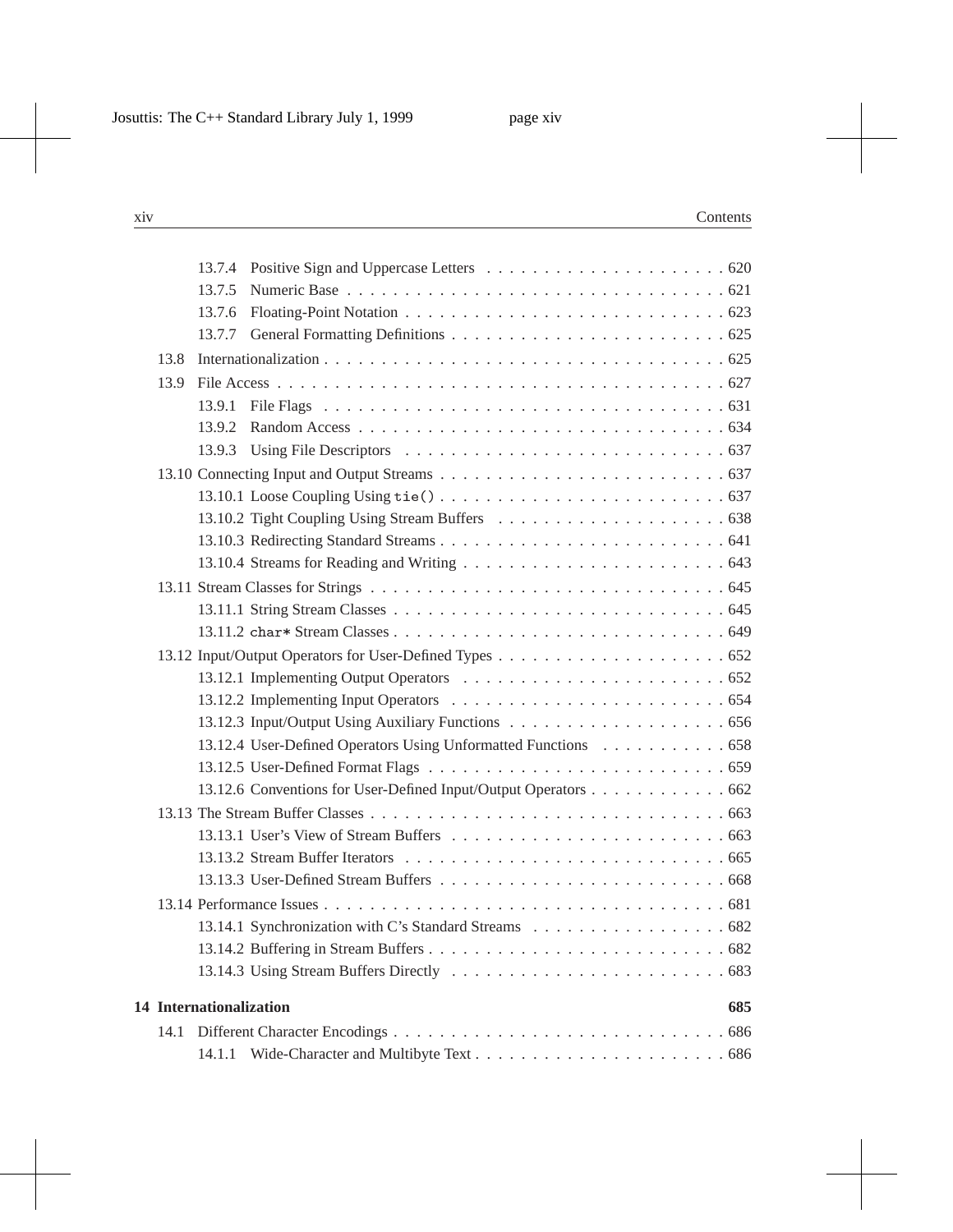13.7.4 Positive Sign and Uppercase Letters . . . . . . . . . . . . . . . . . . . . 620
13.7.5 Numeric Base . . . . . . . . . . . . . . . . . . . . . . . . . . . . . . . . . 621
13.7.6 Floating-Point Notation . . . . . . . . . . . . . . . . . . . . . . . . . . . 623
13.7.7 General Formatting Definitions . . . . . . . . . . . . . . . . . . . . . . . 625

13.8 Internationalization . . . . . . . . . . . . . . . . . . . . . . . . . . . . . . . . . . 625

13.9 File Access . . . . . . . . . . . . . . . . . . . . . . . . . . . . . . . . . . . . . . 627

13.9.1 File Flags . . . . . . . . . . . . . . . . . . . . . . . . . . . . . . . . . . . 631
13.9.2 Random Access . . . . . . . . . . . . . . . . . . . . . . . . . . . . . . . . 634
13.9.3 Using File Descriptors . . . . . . . . . . . . . . . . . . . . . . . . . . . . 637

13.10 Connecting Input and Output Streams . . . . . . . . . . . . . . . . . . . . . . . . 637

13.10.1 Loose Coupling Using `tie()` . . . . . . . . . . . . . . . . . . . . . . . . 637
13.10.2 Tight Coupling Using Stream Buffers . . . . . . . . . . . . . . . . . . . . 638
13.10.3 Redirecting Standard Streams . . . . . . . . . . . . . . . . . . . . . . . . 641
13.10.4 Streams for Reading and Writing . . . . . . . . . . . . . . . . . . . . . . 643

13.11 Stream Classes for Strings . . . . . . . . . . . . . . . . . . . . . . . . . . . . . . 645

13.11.1 String Stream Classes . . . . . . . . . . . . . . . . . . . . . . . . . . . . 645
13.11.2 `char*` Stream Classes . . . . . . . . . . . . . . . . . . . . . . . . . . . . 649

13.12 Input/Output Operators for User-Defined Types . . . . . . . . . . . . . . . . . . . 652

13.12.1 Implementing Output Operators . . . . . . . . . . . . . . . . . . . . . . . 652
13.12.2 Implementing Input Operators . . . . . . . . . . . . . . . . . . . . . . . . 654
13.12.3 Input/Output Using Auxiliary Functions . . . . . . . . . . . . . . . . . . 656
13.12.4 User-Defined Operators Using Unformatted Functions . . . . . . . . . . . 658
13.12.5 User-Defined Format Flags . . . . . . . . . . . . . . . . . . . . . . . . . 659
13.12.6 Conventions for User-Defined Input/Output Operators . . . . . . . . . . . . 662

13.13 The Stream Buffer Classes . . . . . . . . . . . . . . . . . . . . . . . . . . . . . . 663

13.13.1 User's View of Stream Buffers . . . . . . . . . . . . . . . . . . . . . . . . 663
13.13.2 Stream Buffer Iterators . . . . . . . . . . . . . . . . . . . . . . . . . . . . 665
13.13.3 User-Defined Stream Buffers . . . . . . . . . . . . . . . . . . . . . . . . . 668

13.14 Performance Issues . . . . . . . . . . . . . . . . . . . . . . . . . . . . . . . . . . 681

13.14.1 Synchronization with C's Standard Streams . . . . . . . . . . . . . . . . . 682
13.14.2 Buffering in Stream Buffers . . . . . . . . . . . . . . . . . . . . . . . . . 682
13.14.3 Using Stream Buffers Directly . . . . . . . . . . . . . . . . . . . . . . . . 683

**14 Internationalization** **685**

14.1 Different Character Encodings . . . . . . . . . . . . . . . . . . . . . . . . . . . . . 686

14.1.1 Wide-Character and Multibyte Text . . . . . . . . . . . . . . . . . . . . . . 686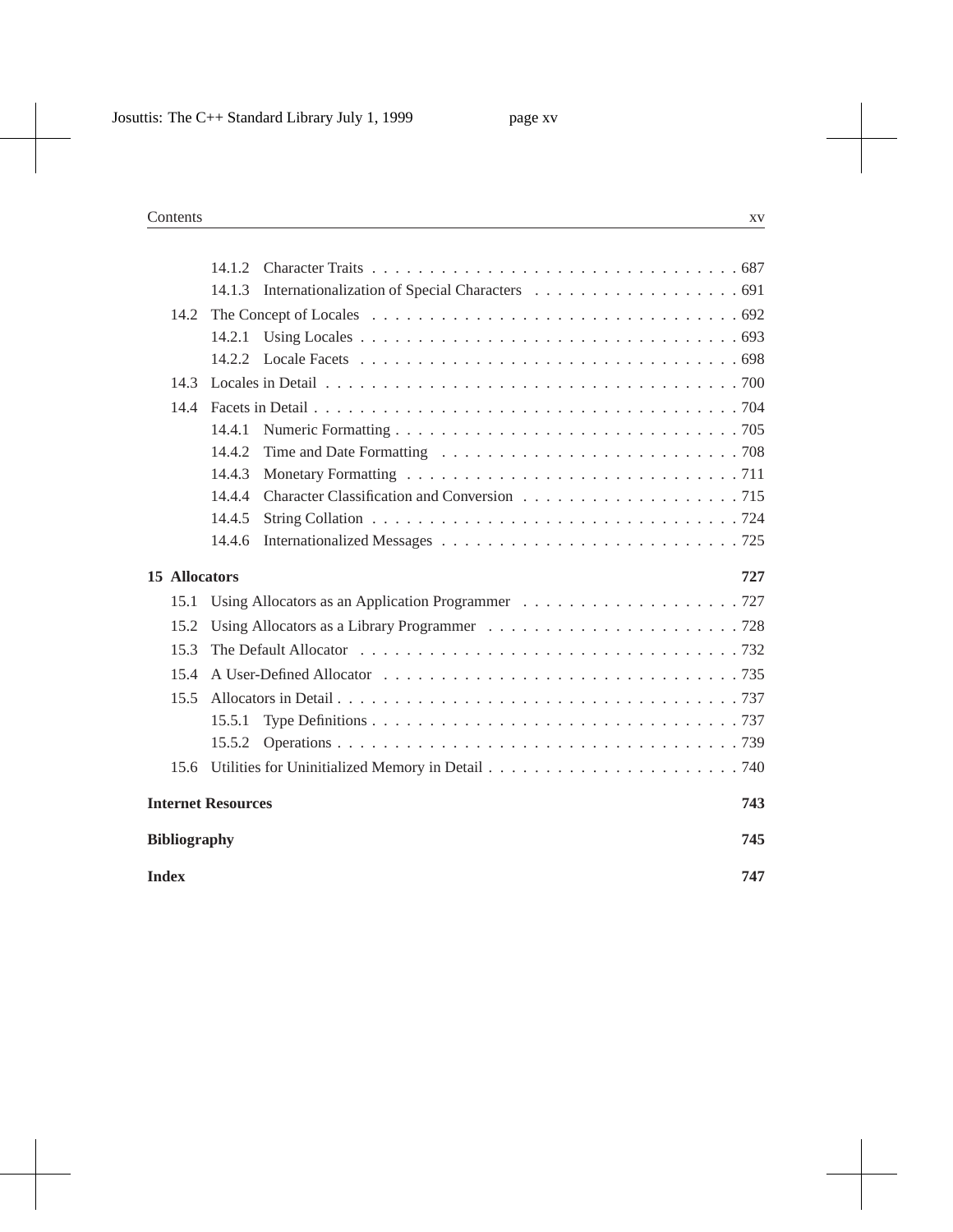14.1.2 Character Traits . . . . . . . . . . . . . . . . . . . . . . . . . . . . . . . . 687
14.1.3 Internationalization of Special Characters . . . . . . . . . . . . . . . . . . 691

14.2 The Concept of Locales . . . . . . . . . . . . . . . . . . . . . . . . . . . . . . . . 692
14.2.1 Using Locales . . . . . . . . . . . . . . . . . . . . . . . . . . . . . . . . . . 693
14.2.2 Locale Facets . . . . . . . . . . . . . . . . . . . . . . . . . . . . . . . . . . 698

14.3 Locales in Detail . . . . . . . . . . . . . . . . . . . . . . . . . . . . . . . . . . . . 700

14.4 Facets in Detail . . . . . . . . . . . . . . . . . . . . . . . . . . . . . . . . . . . . . 704
14.4.1 Numeric Formatting . . . . . . . . . . . . . . . . . . . . . . . . . . . . . . 705
14.4.2 Time and Date Formatting . . . . . . . . . . . . . . . . . . . . . . . . . . 708
14.4.3 Monetary Formatting . . . . . . . . . . . . . . . . . . . . . . . . . . . . . 711
14.4.4 Character Classification and Conversion . . . . . . . . . . . . . . . . . . . 715
14.4.5 String Collation . . . . . . . . . . . . . . . . . . . . . . . . . . . . . . . . 724
14.4.6 Internationalized Messages . . . . . . . . . . . . . . . . . . . . . . . . . . 725

**15 Allocators** **727**

15.1 Using Allocators as an Application Programmer . . . . . . . . . . . . . . . . . . 727

15.2 Using Allocators as a Library Programmer . . . . . . . . . . . . . . . . . . . . . 728

15.3 The Default Allocator . . . . . . . . . . . . . . . . . . . . . . . . . . . . . . . . . 732

15.4 A User-Defined Allocator . . . . . . . . . . . . . . . . . . . . . . . . . . . . . . . 735

15.5 Allocators in Detail . . . . . . . . . . . . . . . . . . . . . . . . . . . . . . . . . . . 737
15.5.1 Type Definitions . . . . . . . . . . . . . . . . . . . . . . . . . . . . . . . . 737
15.5.2 Operations . . . . . . . . . . . . . . . . . . . . . . . . . . . . . . . . . . . 739

15.6 Utilities for Uninitialized Memory in Detail . . . . . . . . . . . . . . . . . . . . . 740

**Internet Resources** **743**

**Bibliography** **745**

**Index** **747**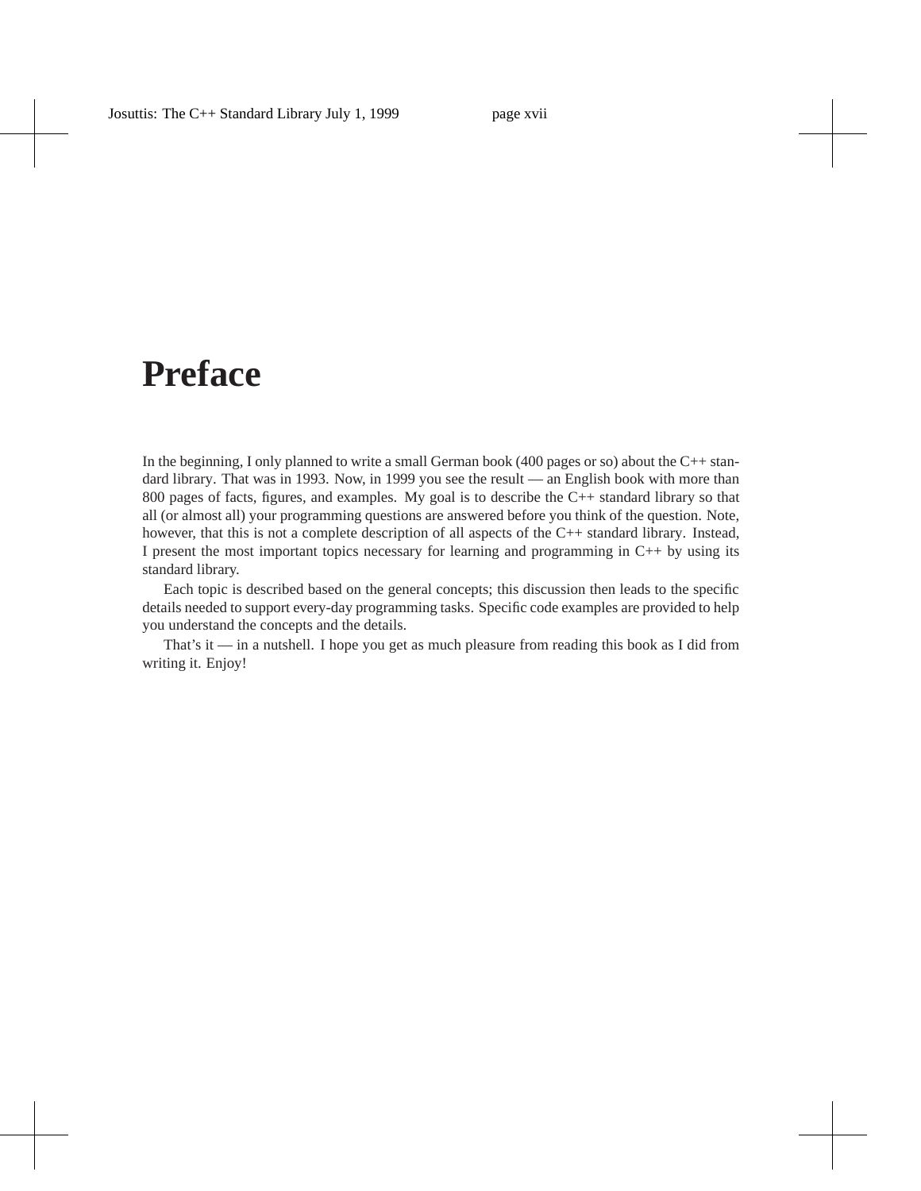# Preface

In the beginning, I only planned to write a small German book (400 pages or so) about the C++ standard library. That was in 1993. Now, in 1999 you see the result — an English book with more than 800 pages of facts, figures, and examples. My goal is to describe the C++ standard library so that all (or almost all) your programming questions are answered before you think of the question. Note, however, that this is not a complete description of all aspects of the C++ standard library. Instead, I present the most important topics necessary for learning and programming in C++ by using its standard library.

Each topic is described based on the general concepts; this discussion then leads to the specific details needed to support every-day programming tasks. Specific code examples are provided to help you understand the concepts and the details.

That's it — in a nutshell. I hope you get as much pleasure from reading this book as I did from writing it. Enjoy!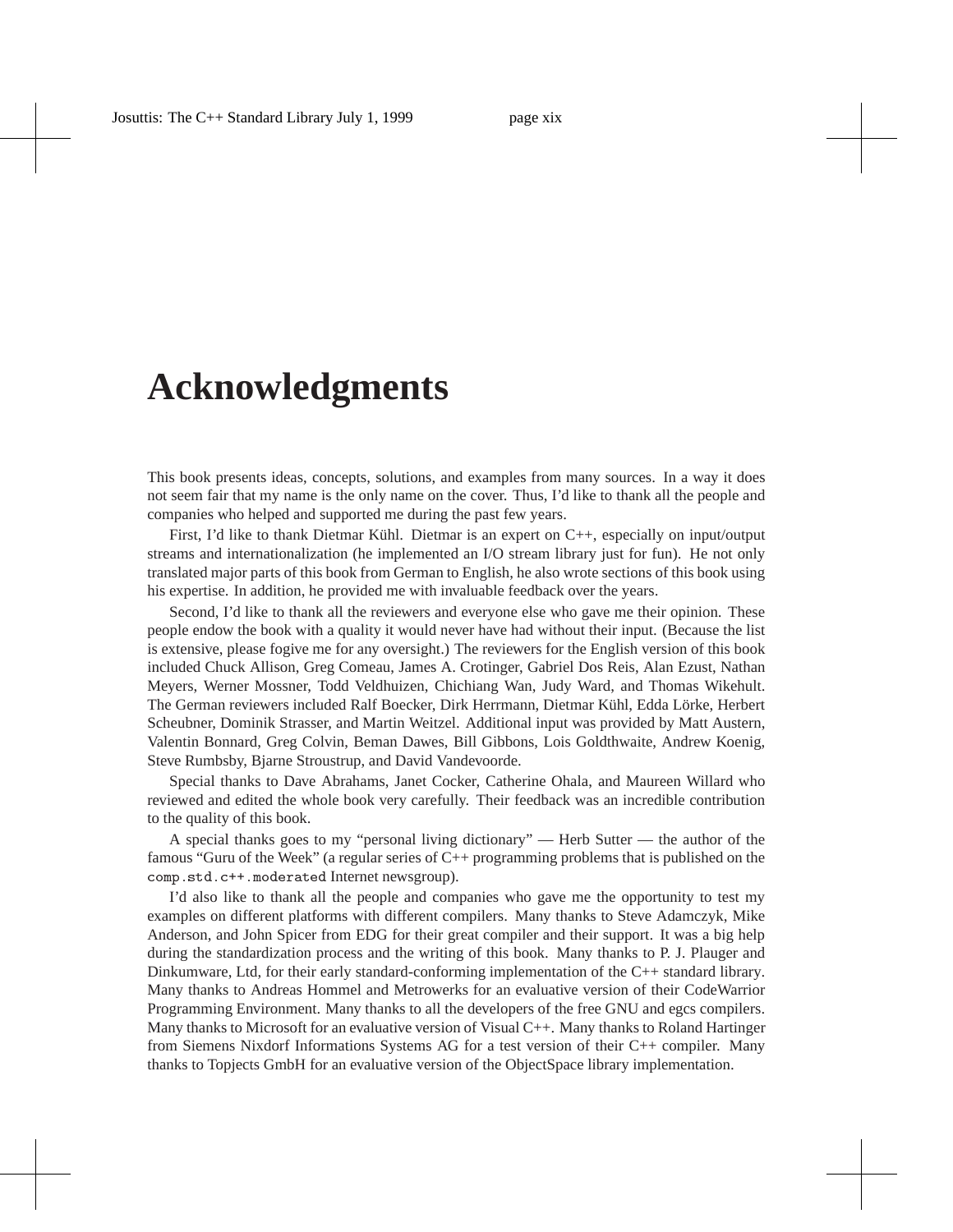# Acknowledgments

This book presents ideas, concepts, solutions, and examples from many sources. In a way it does not seem fair that my name is the only name on the cover. Thus, I'd like to thank all the people and companies who helped and supported me during the past few years.

First, I'd like to thank Dietmar Kühl. Dietmar is an expert on C++, especially on input/output streams and internationalization (he implemented an I/O stream library just for fun). He not only translated major parts of this book from German to English, he also wrote sections of this book using his expertise. In addition, he provided me with invaluable feedback over the years.

Second, I'd like to thank all the reviewers and everyone else who gave me their opinion. These people endow the book with a quality it would never have had without their input. (Because the list is extensive, please fogive me for any oversight.) The reviewers for the English version of this book included Chuck Allison, Greg Comeau, James A. Crotinger, Gabriel Dos Reis, Alan Ezust, Nathan Meyers, Werner Mossner, Todd Veldhuizen, Chichiang Wan, Judy Ward, and Thomas Wikehult. The German reviewers included Ralf Boecker, Dirk Herrmann, Dietmar Kühl, Edda Lörke, Herbert Scheubner, Dominik Strasser, and Martin Weitzel. Additional input was provided by Matt Austern, Valentin Bonnard, Greg Colvin, Beman Dawes, Bill Gibbons, Lois Goldthwaite, Andrew Koenig, Steve Rumbsby, Bjarne Stroustrup, and David Vandevoorde.

Special thanks to Dave Abrahams, Janet Cocker, Catherine Ohala, and Maureen Willard who reviewed and edited the whole book very carefully. Their feedback was an incredible contribution to the quality of this book.

A special thanks goes to my "personal living dictionary" — Herb Sutter — the author of the famous "Guru of the Week" (a regular series of C++ programming problems that is published on the `comp.std.c++.moderated` Internet newsgroup).

I'd also like to thank all the people and companies who gave me the opportunity to test my examples on different platforms with different compilers. Many thanks to Steve Adamczyk, Mike Anderson, and John Spicer from EDG for their great compiler and their support. It was a big help during the standardization process and the writing of this book. Many thanks to P. J. Plauger and Dinkumware, Ltd, for their early standard-conforming implementation of the C++ standard library. Many thanks to Andreas Hommel and Metrowerks for an evaluative version of their CodeWarrior Programming Environment. Many thanks to all the developers of the free GNU and egcs compilers. Many thanks to Microsoft for an evaluative version of Visual C++. Many thanks to Roland Hartinger from Siemens Nixdorf Informations Systems AG for a test version of their C++ compiler. Many thanks to Topjects GmbH for an evaluative version of the ObjectSpace library implementation.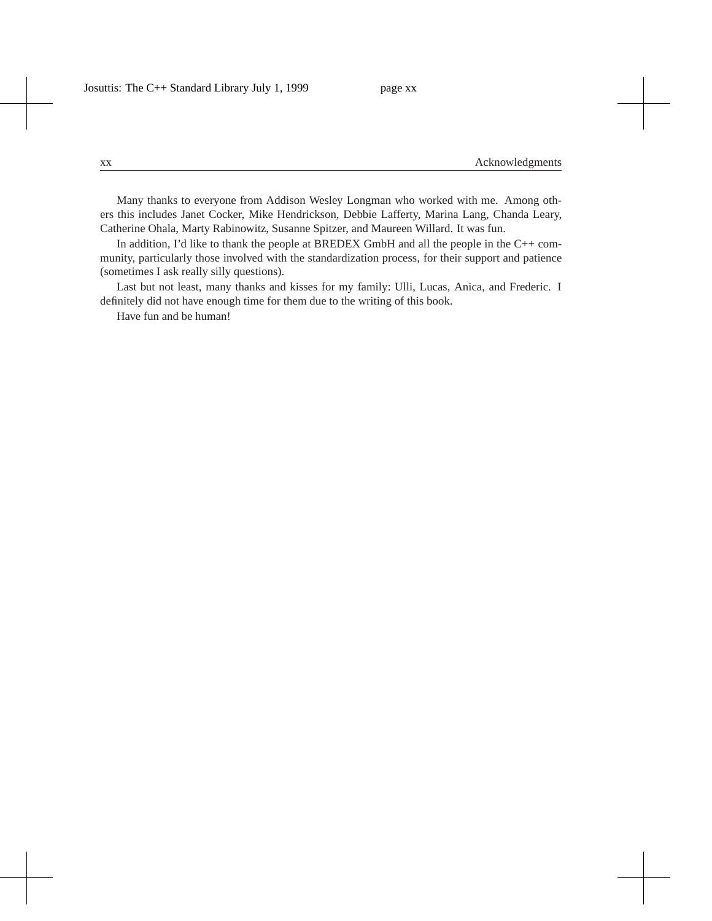Many thanks to everyone from Addison Wesley Longman who worked with me. Among others this includes Janet Cocker, Mike Hendrickson, Debbie Lafferty, Marina Lang, Chanda Leary, Catherine Ohala, Marty Rabinowitz, Susanne Spitzer, and Maureen Willard. It was fun.

In addition, I'd like to thank the people at BREDEX GmbH and all the people in the C++ community, particularly those involved with the standardization process, for their support and patience (sometimes I ask really silly questions).

Last but not least, many thanks and kisses for my family: Ulli, Lucas, Anica, and Frederic. I definitely did not have enough time for them due to the writing of this book.

Have fun and be human!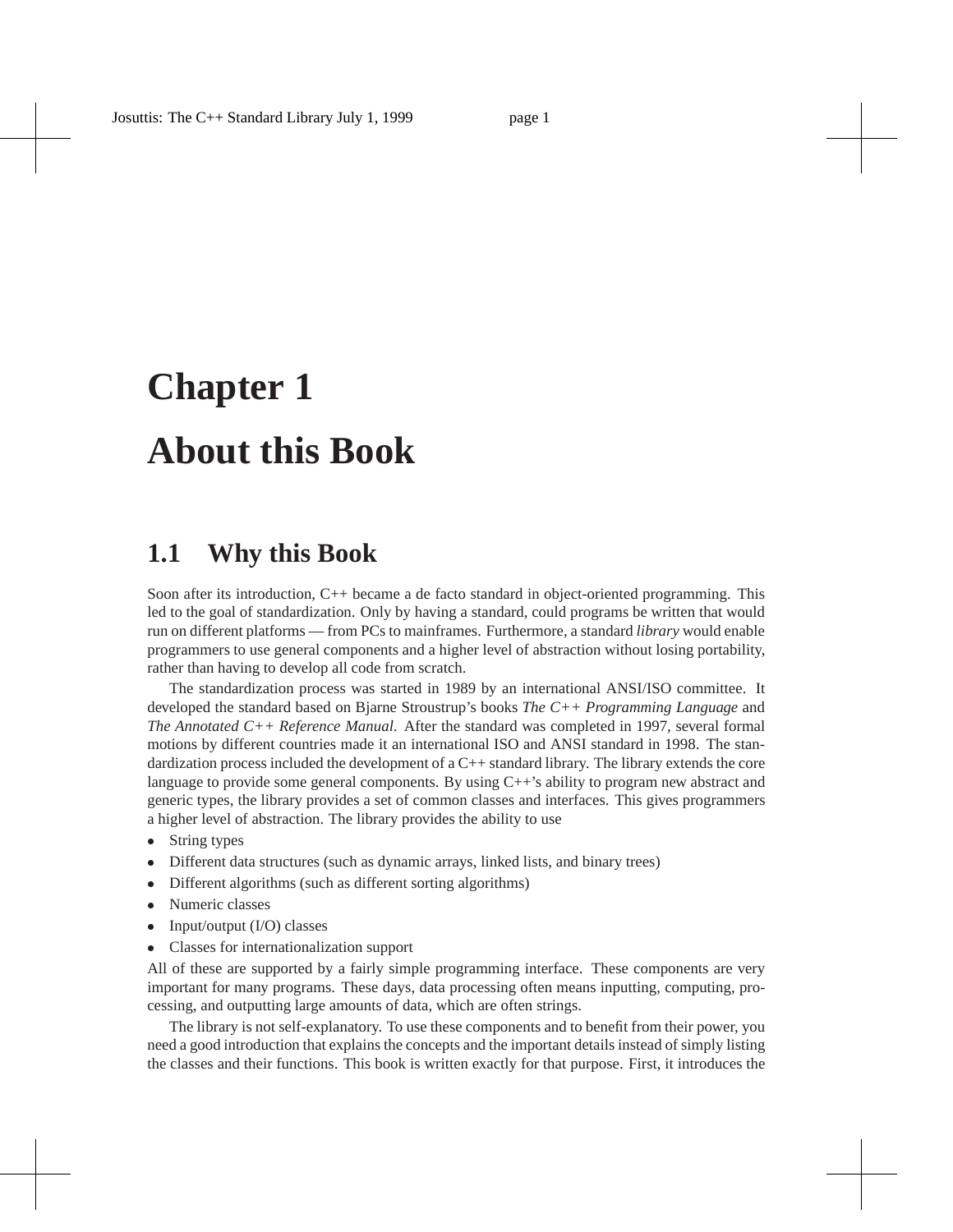# Chapter 1

# About this Book

## 1.1 Why this Book

Soon after its introduction, C++ became a de facto standard in object-oriented programming. This led to the goal of standardization. Only by having a standard, could programs be written that would run on different platforms — from PCs to mainframes. Furthermore, a standard *library* would enable programmers to use general components and a higher level of abstraction without losing portability, rather than having to develop all code from scratch.

The standardization process was started in 1989 by an international ANSI/ISO committee. It developed the standard based on Bjarne Stroustrup's books *The C++ Programming Language* and *The Annotated C++ Reference Manual*. After the standard was completed in 1997, several formal motions by different countries made it an international ISO and ANSI standard in 1998. The standardization process included the development of a C++ standard library. The library extends the core language to provide some general components. By using C++'s ability to program new abstract and generic types, the library provides a set of common classes and interfaces. This gives programmers a higher level of abstraction. The library provides the ability to use

- String types
- Different data structures (such as dynamic arrays, linked lists, and binary trees)
- Different algorithms (such as different sorting algorithms)
- Numeric classes
- Input/output (I/O) classes
- Classes for internationalization support

All of these are supported by a fairly simple programming interface. These components are very important for many programs. These days, data processing often means inputting, computing, processing, and outputting large amounts of data, which are often strings.

The library is not self-explanatory. To use these components and to benefit from their power, you need a good introduction that explains the concepts and the important details instead of simply listing the classes and their functions. This book is written exactly for that purpose. First, it introduces the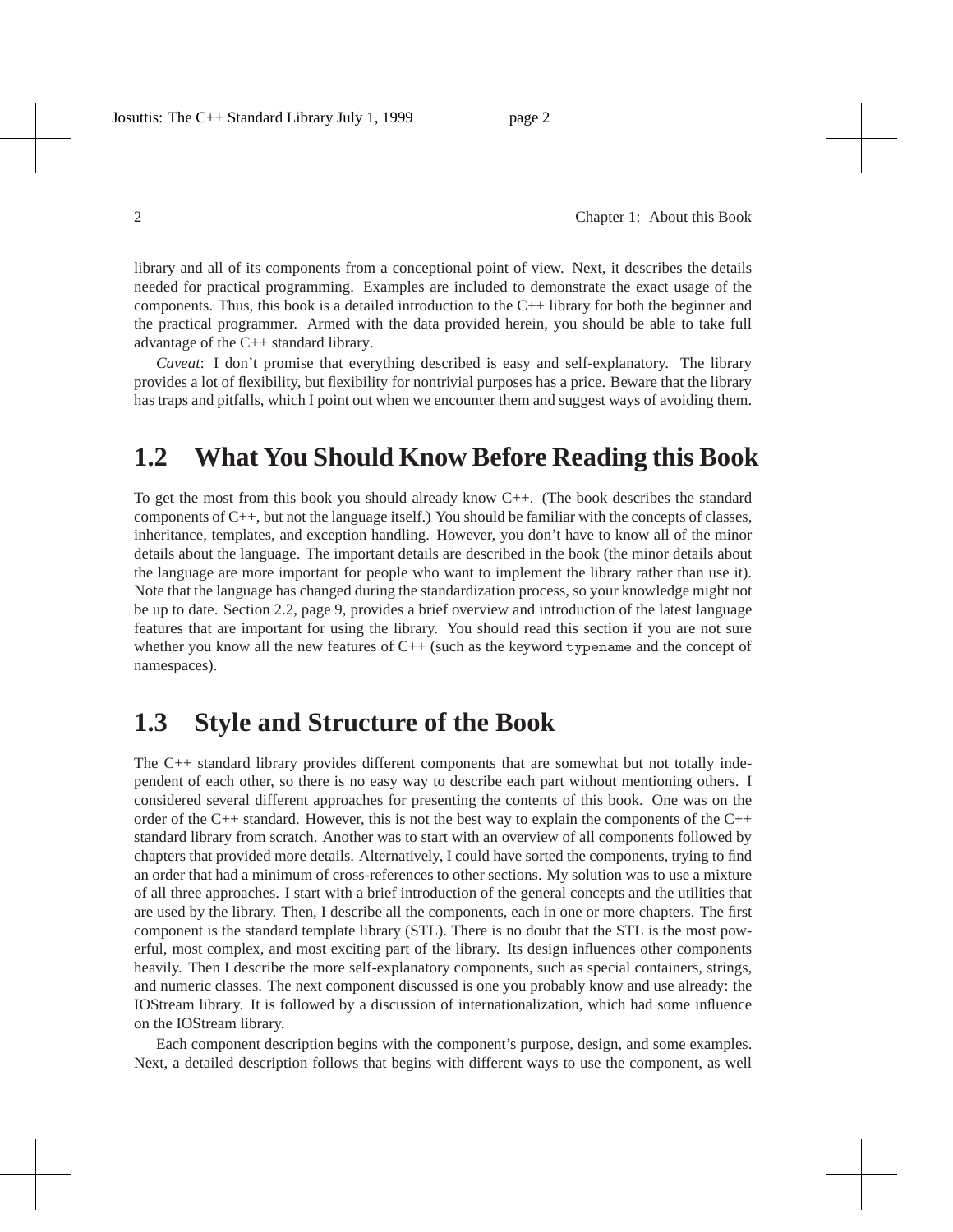library and all of its components from a conceptional point of view. Next, it describes the details needed for practical programming. Examples are included to demonstrate the exact usage of the components. Thus, this book is a detailed introduction to the C++ library for both the beginner and the practical programmer. Armed with the data provided herein, you should be able to take full advantage of the C++ standard library.

*Caveat*: I don't promise that everything described is easy and self-explanatory. The library provides a lot of flexibility, but flexibility for nontrivial purposes has a price. Beware that the library has traps and pitfalls, which I point out when we encounter them and suggest ways of avoiding them.

## 1.2 What You Should Know Before Reading this Book

To get the most from this book you should already know C++. (The book describes the standard components of C++, but not the language itself.) You should be familiar with the concepts of classes, inheritance, templates, and exception handling. However, you don't have to know all of the minor details about the language. The important details are described in the book (the minor details about the language are more important for people who want to implement the library rather than use it). Note that the language has changed during the standardization process, so your knowledge might not be up to date. Section 2.2, page 9, provides a brief overview and introduction of the latest language features that are important for using the library. You should read this section if you are not sure whether you know all the new features of C++ (such as the keyword `typename` and the concept of namespaces).

## 1.3 Style and Structure of the Book

The C++ standard library provides different components that are somewhat but not totally independent of each other, so there is no easy way to describe each part without mentioning others. I considered several different approaches for presenting the contents of this book. One was on the order of the C++ standard. However, this is not the best way to explain the components of the C++ standard library from scratch. Another was to start with an overview of all components followed by chapters that provided more details. Alternatively, I could have sorted the components, trying to find an order that had a minimum of cross-references to other sections. My solution was to use a mixture of all three approaches. I start with a brief introduction of the general concepts and the utilities that are used by the library. Then, I describe all the components, each in one or more chapters. The first component is the standard template library (STL). There is no doubt that the STL is the most powerful, most complex, and most exciting part of the library. Its design influences other components heavily. Then I describe the more self-explanatory components, such as special containers, strings, and numeric classes. The next component discussed is one you probably know and use already: the IOStream library. It is followed by a discussion of internationalization, which had some influence on the IOStream library.

Each component description begins with the component's purpose, design, and some examples. Next, a detailed description follows that begins with different ways to use the component, as well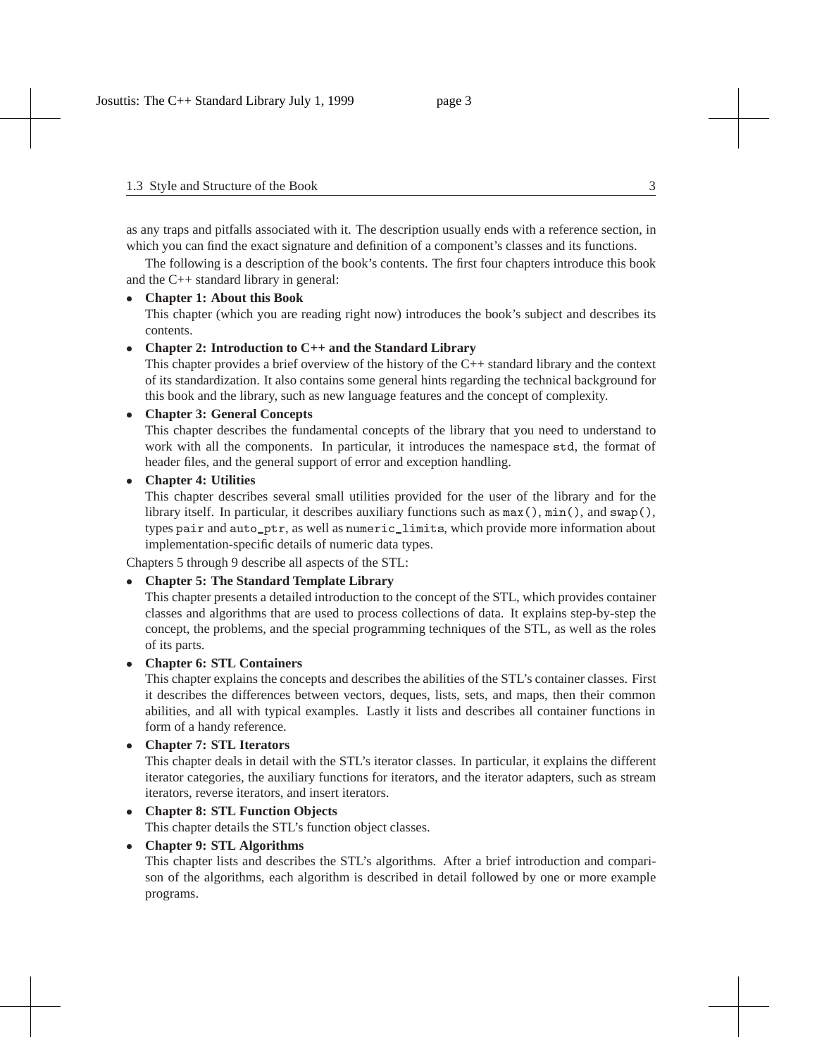as any traps and pitfalls associated with it. The description usually ends with a reference section, in which you can find the exact signature and definition of a component's classes and its functions.

The following is a description of the book's contents. The first four chapters introduce this book and the C++ standard library in general:

- **Chapter 1: About this Book**
  This chapter (which you are reading right now) introduces the book's subject and describes its contents.
- **Chapter 2: Introduction to C++ and the Standard Library**
  This chapter provides a brief overview of the history of the C++ standard library and the context of its standardization. It also contains some general hints regarding the technical background for this book and the library, such as new language features and the concept of complexity.
- **Chapter 3: General Concepts**
  This chapter describes the fundamental concepts of the library that you need to understand to work with all the components. In particular, it introduces the namespace `std`, the format of header files, and the general support of error and exception handling.
- **Chapter 4: Utilities**
  This chapter describes several small utilities provided for the user of the library and for the library itself. In particular, it describes auxiliary functions such as `max()`, `min()`, and `swap()`, types `pair` and `auto_ptr`, as well as `numeric_limits`, which provide more information about implementation-specific details of numeric data types.

Chapters 5 through 9 describe all aspects of the STL:

- **Chapter 5: The Standard Template Library**
  This chapter presents a detailed introduction to the concept of the STL, which provides container classes and algorithms that are used to process collections of data. It explains step-by-step the concept, the problems, and the special programming techniques of the STL, as well as the roles of its parts.
- **Chapter 6: STL Containers**
  This chapter explains the concepts and describes the abilities of the STL's container classes. First it describes the differences between vectors, deques, lists, sets, and maps, then their common abilities, and all with typical examples. Lastly it lists and describes all container functions in form of a handy reference.
- **Chapter 7: STL Iterators**
  This chapter deals in detail with the STL's iterator classes. In particular, it explains the different iterator categories, the auxiliary functions for iterators, and the iterator adapters, such as stream iterators, reverse iterators, and insert iterators.
- **Chapter 8: STL Function Objects**
  This chapter details the STL's function object classes.
- **Chapter 9: STL Algorithms**
  This chapter lists and describes the STL's algorithms. After a brief introduction and comparison of the algorithms, each algorithm is described in detail followed by one or more example programs.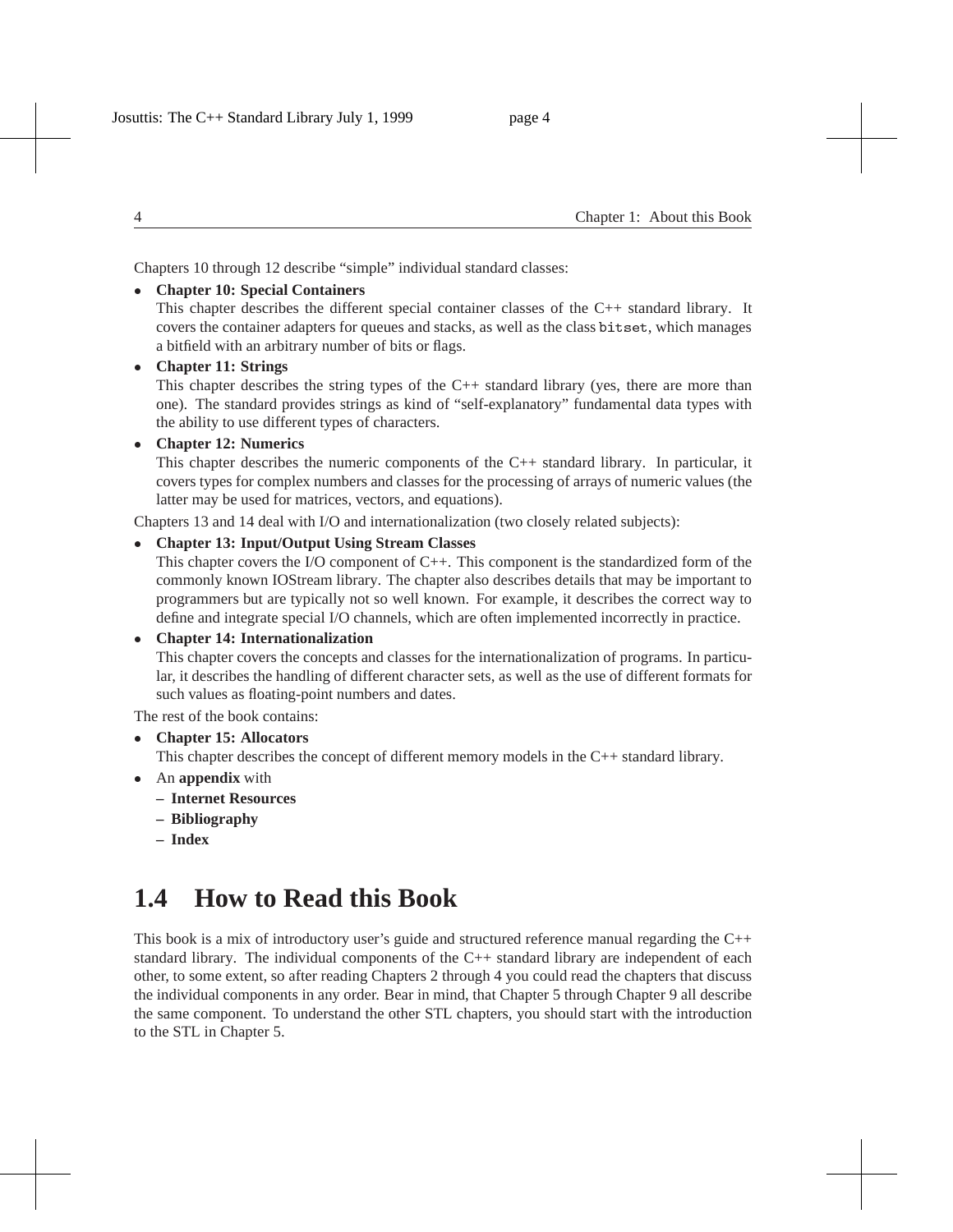Chapters 10 through 12 describe "simple" individual standard classes:

- **Chapter 10: Special Containers**
  This chapter describes the different special container classes of the C++ standard library. It covers the container adapters for queues and stacks, as well as the class `bitset`, which manages a bitfield with an arbitrary number of bits or flags.
- **Chapter 11: Strings**
  This chapter describes the string types of the C++ standard library (yes, there are more than one). The standard provides strings as kind of "self-explanatory" fundamental data types with the ability to use different types of characters.
- **Chapter 12: Numerics**
  This chapter describes the numeric components of the C++ standard library. In particular, it covers types for complex numbers and classes for the processing of arrays of numeric values (the latter may be used for matrices, vectors, and equations).

Chapters 13 and 14 deal with I/O and internationalization (two closely related subjects):

- **Chapter 13: Input/Output Using Stream Classes**
  This chapter covers the I/O component of C++. This component is the standardized form of the commonly known IOStream library. The chapter also describes details that may be important to programmers but are typically not so well known. For example, it describes the correct way to define and integrate special I/O channels, which are often implemented incorrectly in practice.
- **Chapter 14: Internationalization**
  This chapter covers the concepts and classes for the internationalization of programs. In particular, it describes the handling of different character sets, as well as the use of different formats for such values as floating-point numbers and dates.

The rest of the book contains:

- **Chapter 15: Allocators**
  This chapter describes the concept of different memory models in the C++ standard library.
- An **appendix** with
  - **Internet Resources**
  - **Bibliography**
  - **Index**

## 1.4 How to Read this Book

This book is a mix of introductory user's guide and structured reference manual regarding the C++ standard library. The individual components of the C++ standard library are independent of each other, to some extent, so after reading Chapters 2 through 4 you could read the chapters that discuss the individual components in any order. Bear in mind, that Chapter 5 through Chapter 9 all describe the same component. To understand the other STL chapters, you should start with the introduction to the STL in Chapter 5.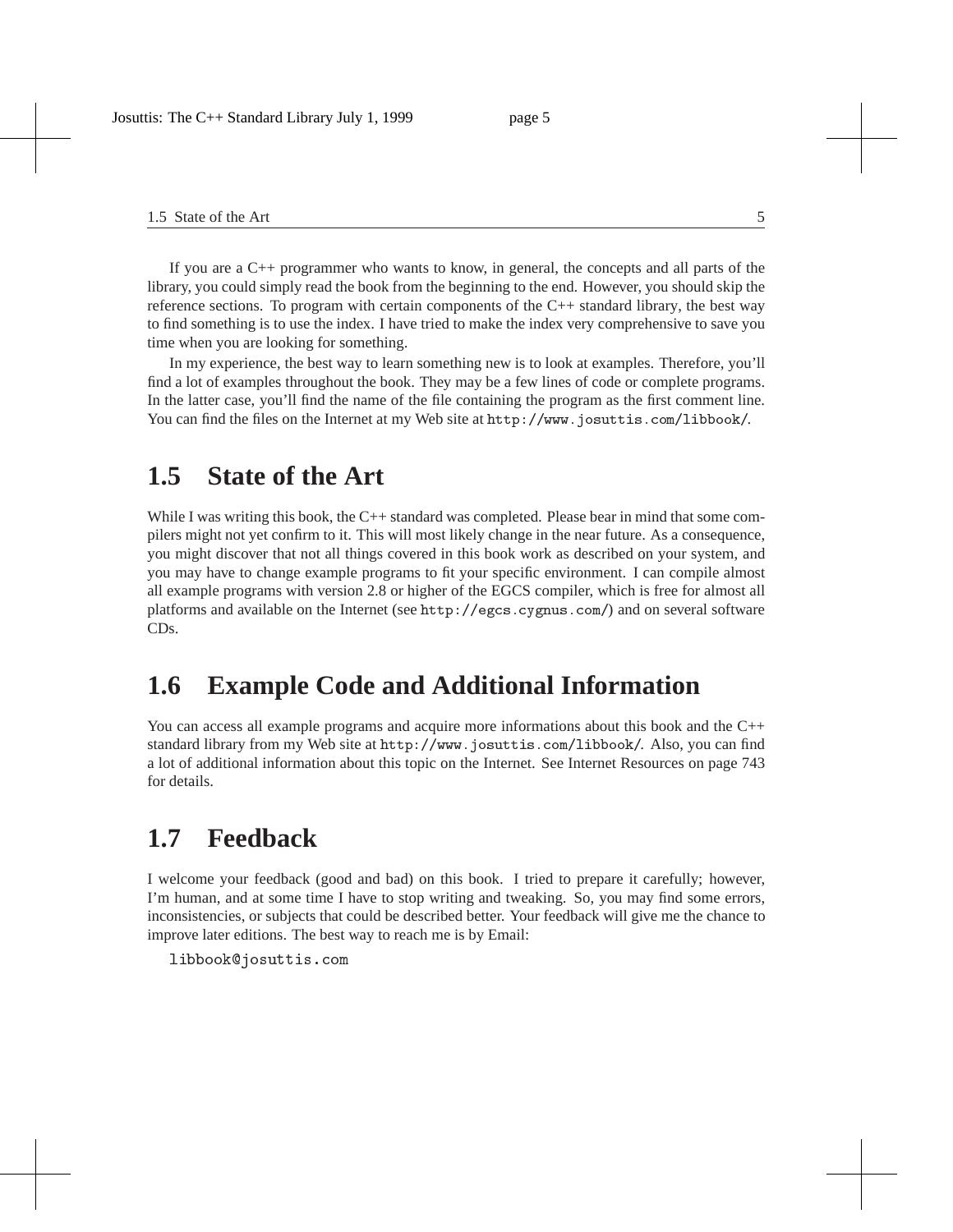If you are a C++ programmer who wants to know, in general, the concepts and all parts of the library, you could simply read the book from the beginning to the end. However, you should skip the reference sections. To program with certain components of the C++ standard library, the best way to find something is to use the index. I have tried to make the index very comprehensive to save you time when you are looking for something.

In my experience, the best way to learn something new is to look at examples. Therefore, you'll find a lot of examples throughout the book. They may be a few lines of code or complete programs. In the latter case, you'll find the name of the file containing the program as the first comment line. You can find the files on the Internet at my Web site at `http://www.josuttis.com/libbook/`.

## 1.5 State of the Art

While I was writing this book, the C++ standard was completed. Please bear in mind that some compilers might not yet confirm to it. This will most likely change in the near future. As a consequence, you might discover that not all things covered in this book work as described on your system, and you may have to change example programs to fit your specific environment. I can compile almost all example programs with version 2.8 or higher of the EGCS compiler, which is free for almost all platforms and available on the Internet (see `http://egcs.cygnus.com/`) and on several software CDs.

## 1.6 Example Code and Additional Information

You can access all example programs and acquire more informations about this book and the C++ standard library from my Web site at `http://www.josuttis.com/libbook/`. Also, you can find a lot of additional information about this topic on the Internet. See Internet Resources on page 743 for details.

## 1.7 Feedback

I welcome your feedback (good and bad) on this book. I tried to prepare it carefully; however, I'm human, and at some time I have to stop writing and tweaking. So, you may find some errors, inconsistencies, or subjects that could be described better. Your feedback will give me the chance to improve later editions. The best way to reach me is by Email:

```
libbook@josuttis.com
```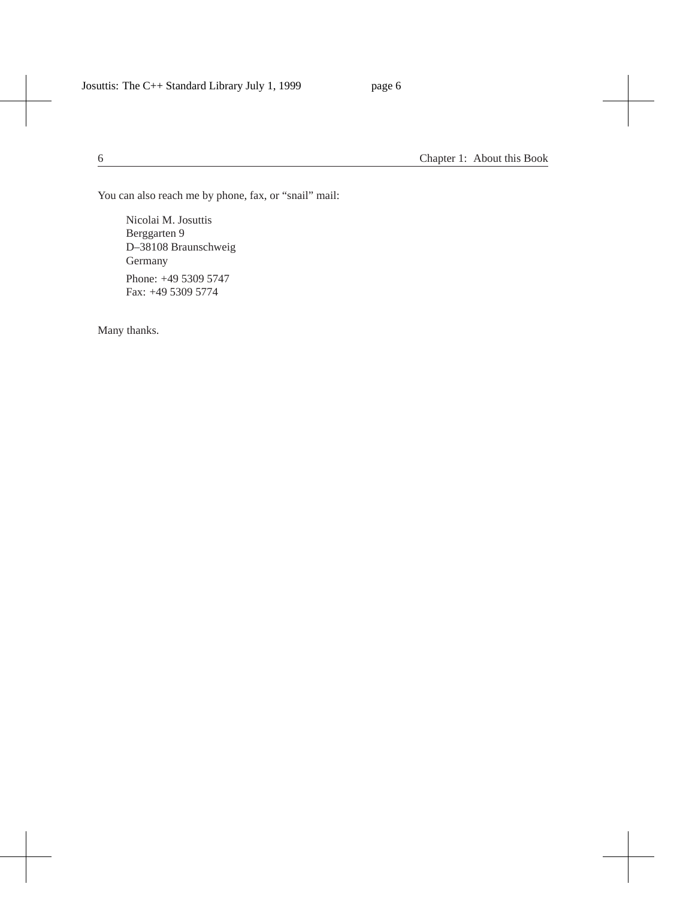You can also reach me by phone, fax, or "snail" mail:

Nicolai M. Josuttis
Berggarten 9
D–38108 Braunschweig
Germany

Phone: +49 5309 5747
Fax: +49 5309 5774

Many thanks.